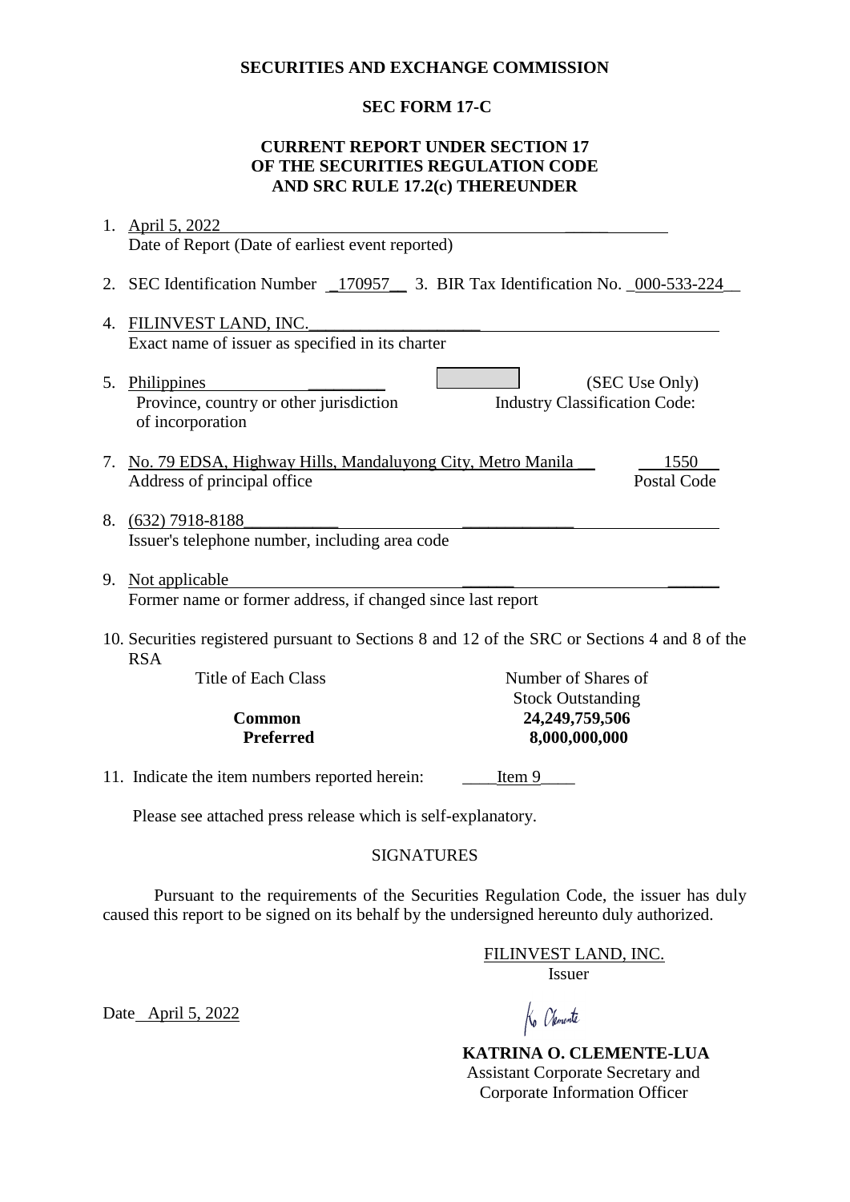**SECURITIES AND EXCHANGE COMMISSION**

**SEC FORM 17-C**

**CURRENT REPORT UNDER SECTION 17
OF THE SECURITIES REGULATION CODE
AND SRC RULE 17.2(c) THEREUNDER**

1. April 5, 2022
   Date of Report (Date of earliest event reported)

2. SEC Identification Number 170957 3. BIR Tax Identification No. 000-533-224

4. FILINVEST LAND, INC.
   Exact name of issuer as specified in its charter

5. Philippines
   Province, country or other jurisdiction of incorporation

6. (SEC Use Only)
   Industry Classification Code:

7. No. 79 EDSA, Highway Hills, Mandaluyong City, Metro Manila 1550
   Address of principal office Postal Code

8. (632) 7918-8188
   Issuer's telephone number, including area code

9. Not applicable
   Former name or former address, if changed since last report

10. Securities registered pursuant to Sections 8 and 12 of the SRC or Sections 4 and 8 of the RSA

| Title of Each Class | Number of Shares of Stock Outstanding |
|---|---|
| **Common** | **24,249,759,506** |
| **Preferred** | **8,000,000,000** |

11. Indicate the item numbers reported herein: Item 9

Please see attached press release which is self-explanatory.

SIGNATURES

Pursuant to the requirements of the Securities Regulation Code, the issuer has duly caused this report to be signed on its behalf by the undersigned hereunto duly authorized.

FILINVEST LAND, INC.
Issuer

Date April 5, 2022

**KATRINA O. CLEMENTE-LUA**
Assistant Corporate Secretary and
Corporate Information Officer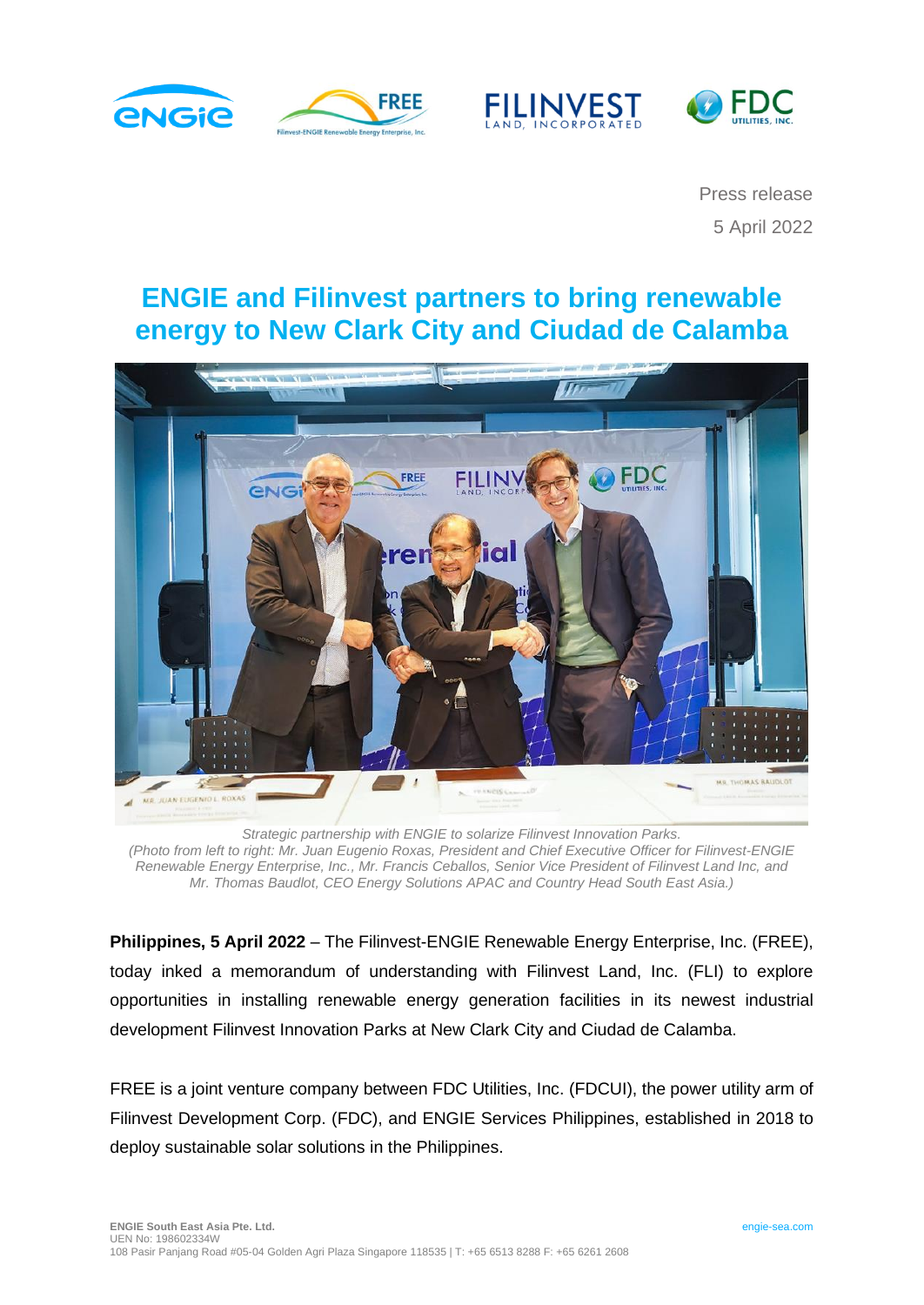Press release

5 April 2022

# ENGIE and Filinvest partners to bring renewable energy to New Clark City and Ciudad de Calamba

*Strategic partnership with ENGIE to solarize Filinvest Innovation Parks.*
*(Photo from left to right: Mr. Juan Eugenio Roxas, President and Chief Executive Officer for Filinvest-ENGIE Renewable Energy Enterprise, Inc., Mr. Francis Ceballos, Senior Vice President of Filinvest Land Inc, and Mr. Thomas Baudlot, CEO Energy Solutions APAC and Country Head South East Asia.)*

**Philippines, 5 April 2022** – The Filinvest-ENGIE Renewable Energy Enterprise, Inc. (FREE), today inked a memorandum of understanding with Filinvest Land, Inc. (FLI) to explore opportunities in installing renewable energy generation facilities in its newest industrial development Filinvest Innovation Parks at New Clark City and Ciudad de Calamba.

FREE is a joint venture company between FDC Utilities, Inc. (FDCUI), the power utility arm of Filinvest Development Corp. (FDC), and ENGIE Services Philippines, established in 2018 to deploy sustainable solar solutions in the Philippines.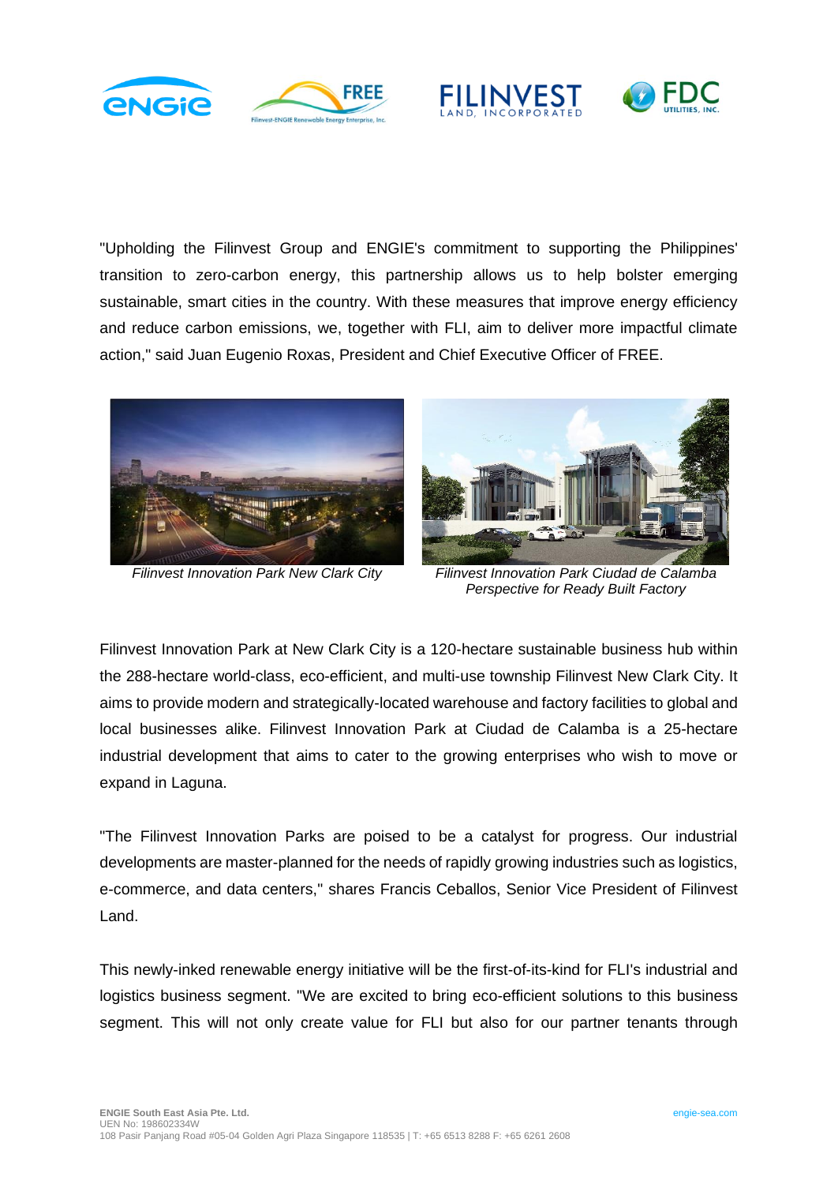"Upholding the Filinvest Group and ENGIE's commitment to supporting the Philippines' transition to zero-carbon energy, this partnership allows us to help bolster emerging sustainable, smart cities in the country. With these measures that improve energy efficiency and reduce carbon emissions, we, together with FLI, aim to deliver more impactful climate action," said Juan Eugenio Roxas, President and Chief Executive Officer of FREE.

*Filinvest Innovation Park New Clark City*

*Filinvest Innovation Park Ciudad de Calamba Perspective for Ready Built Factory*

Filinvest Innovation Park at New Clark City is a 120-hectare sustainable business hub within the 288-hectare world-class, eco-efficient, and multi-use township Filinvest New Clark City. It aims to provide modern and strategically-located warehouse and factory facilities to global and local businesses alike. Filinvest Innovation Park at Ciudad de Calamba is a 25-hectare industrial development that aims to cater to the growing enterprises who wish to move or expand in Laguna.

"The Filinvest Innovation Parks are poised to be a catalyst for progress. Our industrial developments are master-planned for the needs of rapidly growing industries such as logistics, e-commerce, and data centers," shares Francis Ceballos, Senior Vice President of Filinvest Land.

This newly-inked renewable energy initiative will be the first-of-its-kind for FLI's industrial and logistics business segment. "We are excited to bring eco-efficient solutions to this business segment. This will not only create value for FLI but also for our partner tenants through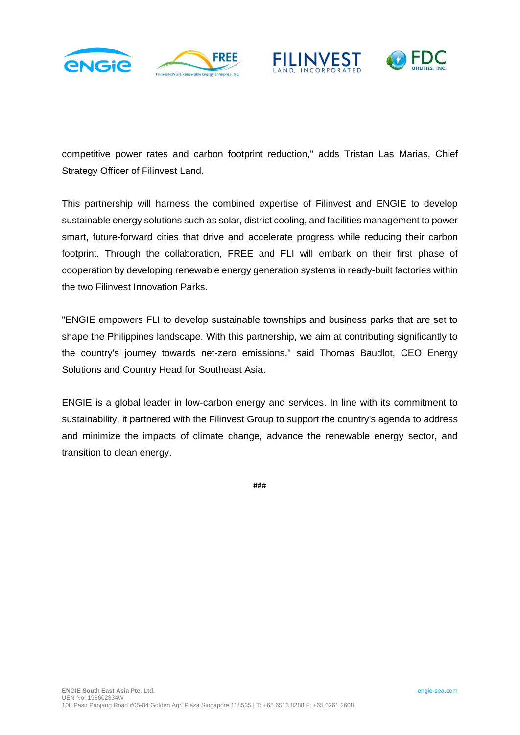competitive power rates and carbon footprint reduction," adds Tristan Las Marias, Chief Strategy Officer of Filinvest Land.

This partnership will harness the combined expertise of Filinvest and ENGIE to develop sustainable energy solutions such as solar, district cooling, and facilities management to power smart, future-forward cities that drive and accelerate progress while reducing their carbon footprint. Through the collaboration, FREE and FLI will embark on their first phase of cooperation by developing renewable energy generation systems in ready-built factories within the two Filinvest Innovation Parks.

"ENGIE empowers FLI to develop sustainable townships and business parks that are set to shape the Philippines landscape. With this partnership, we aim at contributing significantly to the country's journey towards net-zero emissions," said Thomas Baudlot, CEO Energy Solutions and Country Head for Southeast Asia.

ENGIE is a global leader in low-carbon energy and services. In line with its commitment to sustainability, it partnered with the Filinvest Group to support the country's agenda to address and minimize the impacts of climate change, advance the renewable energy sector, and transition to clean energy.

###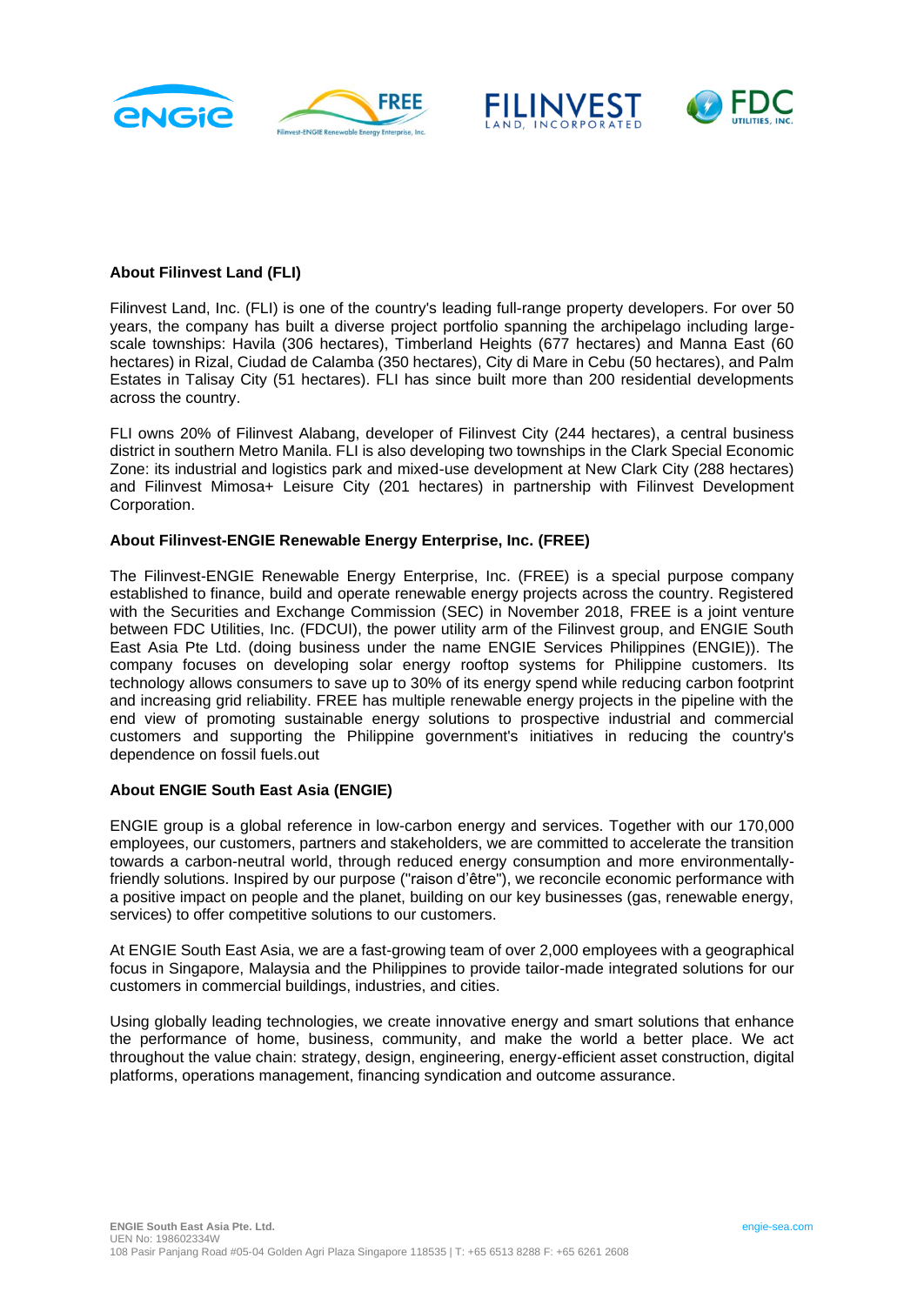**About Filinvest Land (FLI)**

Filinvest Land, Inc. (FLI) is one of the country's leading full-range property developers. For over 50 years, the company has built a diverse project portfolio spanning the archipelago including large-scale townships: Havila (306 hectares), Timberland Heights (677 hectares) and Manna East (60 hectares) in Rizal, Ciudad de Calamba (350 hectares), City di Mare in Cebu (50 hectares), and Palm Estates in Talisay City (51 hectares). FLI has since built more than 200 residential developments across the country.

FLI owns 20% of Filinvest Alabang, developer of Filinvest City (244 hectares), a central business district in southern Metro Manila. FLI is also developing two townships in the Clark Special Economic Zone: its industrial and logistics park and mixed-use development at New Clark City (288 hectares) and Filinvest Mimosa+ Leisure City (201 hectares) in partnership with Filinvest Development Corporation.

**About Filinvest-ENGIE Renewable Energy Enterprise, Inc. (FREE)**

The Filinvest-ENGIE Renewable Energy Enterprise, Inc. (FREE) is a special purpose company established to finance, build and operate renewable energy projects across the country. Registered with the Securities and Exchange Commission (SEC) in November 2018, FREE is a joint venture between FDC Utilities, Inc. (FDCUI), the power utility arm of the Filinvest group, and ENGIE South East Asia Pte Ltd. (doing business under the name ENGIE Services Philippines (ENGIE)). The company focuses on developing solar energy rooftop systems for Philippine customers. Its technology allows consumers to save up to 30% of its energy spend while reducing carbon footprint and increasing grid reliability. FREE has multiple renewable energy projects in the pipeline with the end view of promoting sustainable energy solutions to prospective industrial and commercial customers and supporting the Philippine government's initiatives in reducing the country's dependence on fossil fuels.out

**About ENGIE South East Asia (ENGIE)**

ENGIE group is a global reference in low-carbon energy and services. Together with our 170,000 employees, our customers, partners and stakeholders, we are committed to accelerate the transition towards a carbon-neutral world, through reduced energy consumption and more environmentally-friendly solutions. Inspired by our purpose ("raison d'être"), we reconcile economic performance with a positive impact on people and the planet, building on our key businesses (gas, renewable energy, services) to offer competitive solutions to our customers.

At ENGIE South East Asia, we are a fast-growing team of over 2,000 employees with a geographical focus in Singapore, Malaysia and the Philippines to provide tailor-made integrated solutions for our customers in commercial buildings, industries, and cities.

Using globally leading technologies, we create innovative energy and smart solutions that enhance the performance of home, business, community, and make the world a better place. We act throughout the value chain: strategy, design, engineering, energy-efficient asset construction, digital platforms, operations management, financing syndication and outcome assurance.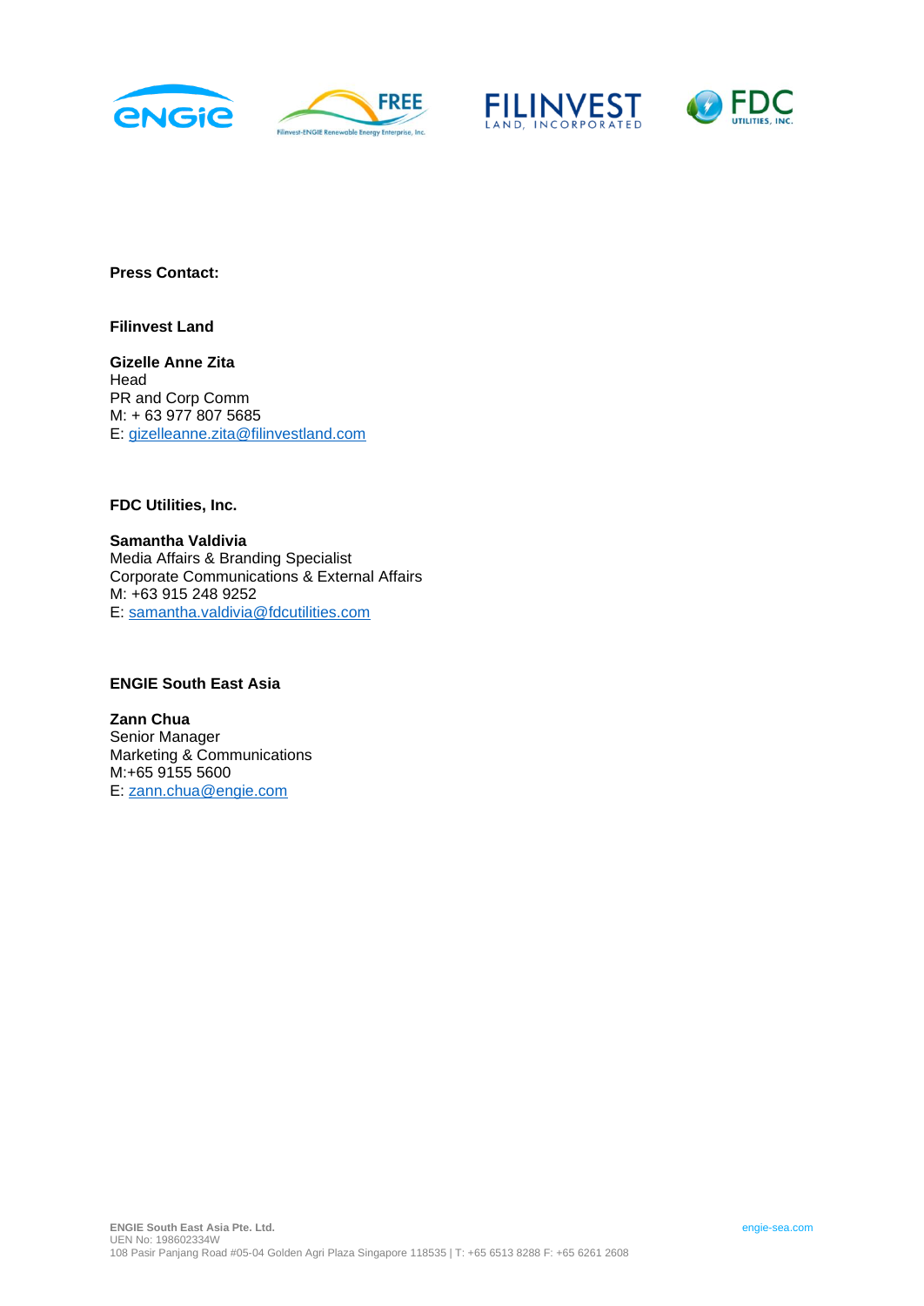**Press Contact:**

**Filinvest Land**

**Gizelle Anne Zita**
Head
PR and Corp Comm
M: + 63 977 807 5685
E: gizelleanne.zita@filinvestland.com

**FDC Utilities, Inc.**

**Samantha Valdivia**
Media Affairs & Branding Specialist
Corporate Communications & External Affairs
M: +63 915 248 9252
E: samantha.valdivia@fdcutilities.com

**ENGIE South East Asia**

**Zann Chua**
Senior Manager
Marketing & Communications
M:+65 9155 5600
E: zann.chua@engie.com